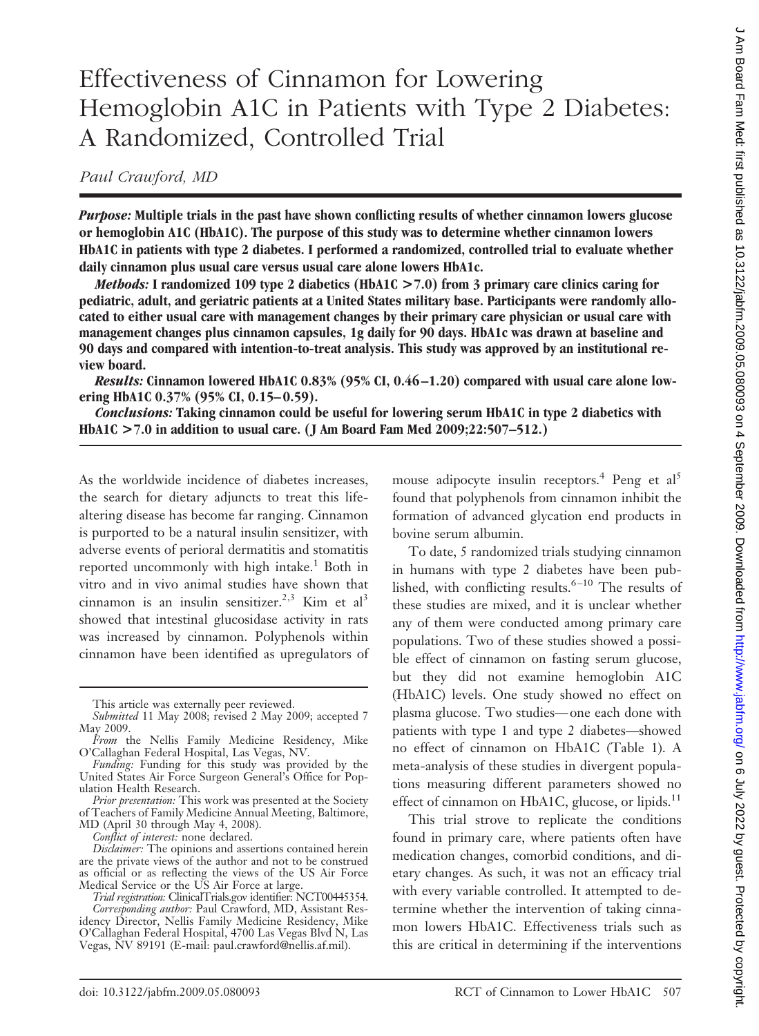# Effectiveness of Cinnamon for Lowering Hemoglobin A1C in Patients with Type 2 Diabetes: A Randomized, Controlled Trial

*Paul Crawford, MD*

***Purpose:*** **Multiple trials in the past have shown conflicting results of whether cinnamon lowers glucose or hemoglobin A1C (HbA1C). The purpose of this study was to determine whether cinnamon lowers HbA1C in patients with type 2 diabetes. I performed a randomized, controlled trial to evaluate whether daily cinnamon plus usual care versus usual care alone lowers HbA1c.**

***Methods:*** **I randomized 109 type 2 diabetics (HbA1C >7.0) from 3 primary care clinics caring for pediatric, adult, and geriatric patients at a United States military base. Participants were randomly allocated to either usual care with management changes by their primary care physician or usual care with management changes plus cinnamon capsules, 1g daily for 90 days. HbA1c was drawn at baseline and 90 days and compared with intention-to-treat analysis. This study was approved by an institutional review board.**

***Results:*** **Cinnamon lowered HbA1C 0.83% (95% CI, 0.46–1.20) compared with usual care alone lowering HbA1C 0.37% (95% CI, 0.15–0.59).**

***Conclusions:*** **Taking cinnamon could be useful for lowering serum HbA1C in type 2 diabetics with HbA1C >7.0 in addition to usual care. (J Am Board Fam Med 2009;22:507–512.)**

As the worldwide incidence of diabetes increases, the search for dietary adjuncts to treat this life-altering disease has become far ranging. Cinnamon is purported to be a natural insulin sensitizer, with adverse events of perioral dermatitis and stomatitis reported uncommonly with high intake.[1] Both in vitro and in vivo animal studies have shown that cinnamon is an insulin sensitizer.[2,3] Kim et al[3] showed that intestinal glucosidase activity in rats was increased by cinnamon. Polyphenols within cinnamon have been identified as upregulators of mouse adipocyte insulin receptors.[4] Peng et al[5] found that polyphenols from cinnamon inhibit the formation of advanced glycation end products in bovine serum albumin.

To date, 5 randomized trials studying cinnamon in humans with type 2 diabetes have been published, with conflicting results.[6–10] The results of these studies are mixed, and it is unclear whether any of them were conducted among primary care populations. Two of these studies showed a possible effect of cinnamon on fasting serum glucose, but they did not examine hemoglobin A1C (HbA1C) levels. One study showed no effect on plasma glucose. Two studies—one each done with patients with type 1 and type 2 diabetes—showed no effect of cinnamon on HbA1C (Table 1). A meta-analysis of these studies in divergent populations measuring different parameters showed no effect of cinnamon on HbA1C, glucose, or lipids.[11]

This trial strove to replicate the conditions found in primary care, where patients often have medication changes, comorbid conditions, and dietary changes. As such, it was not an efficacy trial with every variable controlled. It attempted to determine whether the intervention of taking cinnamon lowers HbA1C. Effectiveness trials such as this are critical in determining if the interventions

---

This article was externally peer reviewed.

*Submitted* 11 May 2008; revised 2 May 2009; accepted 7 May 2009.

*From* the Nellis Family Medicine Residency, Mike O'Callaghan Federal Hospital, Las Vegas, NV.

*Funding:* Funding for this study was provided by the United States Air Force Surgeon General's Office for Population Health Research.

*Prior presentation:* This work was presented at the Society of Teachers of Family Medicine Annual Meeting, Baltimore, MD (April 30 through May 4, 2008).

*Conflict of interest:* none declared.

*Disclaimer:* The opinions and assertions contained herein are the private views of the author and not to be construed as official or as reflecting the views of the US Air Force Medical Service or the US Air Force at large.

*Trial registration:* ClinicalTrials.gov identifier: NCT00445354.

*Corresponding author:* Paul Crawford, MD, Assistant Residency Director, Nellis Family Medicine Residency, Mike O'Callaghan Federal Hospital, 4700 Las Vegas Blvd N, Las Vegas, NV 89191 (E-mail: paul.crawford@nellis.af.mil).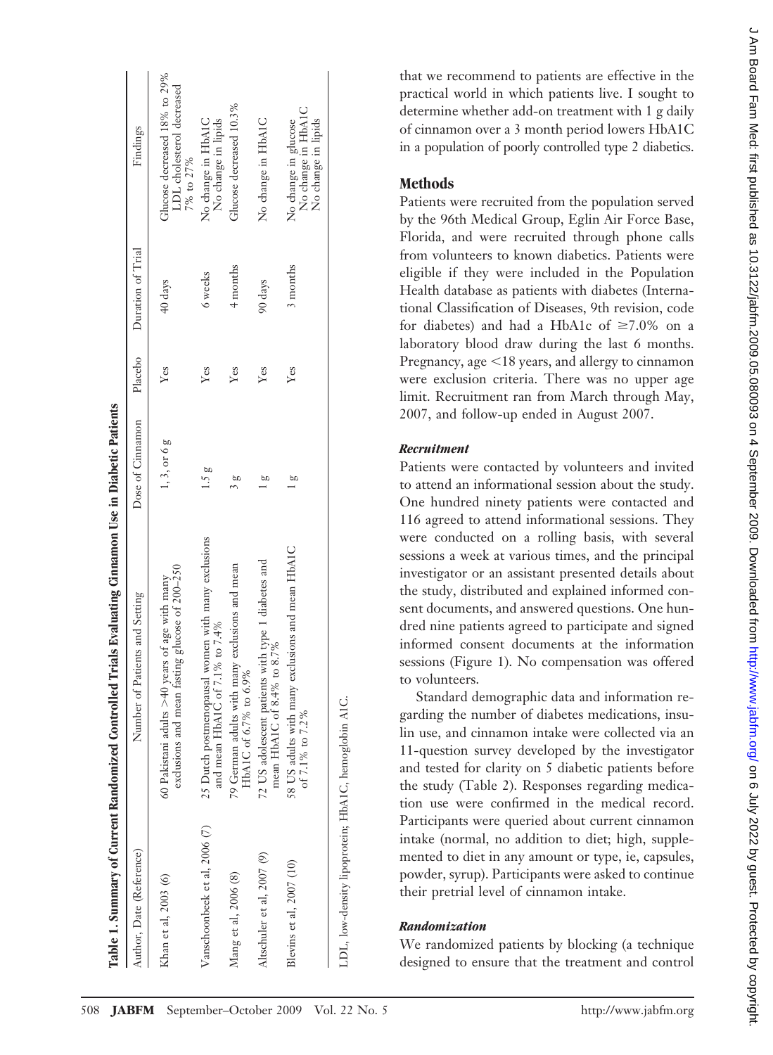**Table 1. Summary of Current Randomized Controlled Trials Evaluating Cinnamon Use in Diabetic Patients**

| Author, Date (Reference) | Number of Patients and Setting | Dose of Cinnamon | Placebo | Duration of Trial | Findings |
|---|---|---|---|---|---|
| Khan et al, 2003 (6) | 60 Pakistani adults >40 years of age with many exclusions and mean fasting glucose of 200–250 | 1, 3, or 6 g | Yes | 40 days | Glucose decreased 18% to 29% LDL cholesterol decreased 7% to 27% |
| Vanschoonbeek et al, 2006 (7) | 25 Dutch postmenopausal women with many exclusions and mean HbA1C of 7.1% to 7.4% | 1.5 g | Yes | 6 weeks | No change in HbA1C No change in lipids |
| Mang et al, 2006 (8) | 79 German adults with many exclusions and mean HbA1C of 6.7% to 6.9% | 3 g | Yes | 4 months | Glucose decreased 10.3% |
| Altschuler et al, 2007 (9) | 72 US adolescent patients with type 1 diabetes and mean HbA1C of 8.4% to 8.7% | 1 g | Yes | 90 days | No change in HbA1C |
| Blevins et al, 2007 (10) | 58 US adults with many exclusions and mean HbA1C of 7.1% to 7.2% | 1 g | Yes | 3 months | No change in glucose No change in HbA1C No change in lipids |

LDL, low-density lipoprotein; HbA1C, hemoglobin A1C.

that we recommend to patients are effective in the practical world in which patients live. I sought to determine whether add-on treatment with 1 g daily of cinnamon over a 3 month period lowers HbA1C in a population of poorly controlled type 2 diabetics.

## Methods

Patients were recruited from the population served by the 96th Medical Group, Eglin Air Force Base, Florida, and were recruited through phone calls from volunteers to known diabetics. Patients were eligible if they were included in the Population Health database as patients with diabetes (International Classification of Diseases, 9th revision, code for diabetes) and had a HbA1c of ≥7.0% on a laboratory blood draw during the last 6 months. Pregnancy, age <18 years, and allergy to cinnamon were exclusion criteria. There was no upper age limit. Recruitment ran from March through May, 2007, and follow-up ended in August 2007.

### *Recruitment*

Patients were contacted by volunteers and invited to attend an informational session about the study. One hundred ninety patients were contacted and 116 agreed to attend informational sessions. They were conducted on a rolling basis, with several sessions a week at various times, and the principal investigator or an assistant presented details about the study, distributed and explained informed consent documents, and answered questions. One hundred nine patients agreed to participate and signed informed consent documents at the information sessions (Figure 1). No compensation was offered to volunteers.

Standard demographic data and information regarding the number of diabetes medications, insulin use, and cinnamon intake were collected via an 11-question survey developed by the investigator and tested for clarity on 5 diabetic patients before the study (Table 2). Responses regarding medication use were confirmed in the medical record. Participants were queried about current cinnamon intake (normal, no addition to diet; high, supplemented to diet in any amount or type, ie, capsules, powder, syrup). Participants were asked to continue their pretrial level of cinnamon intake.

### *Randomization*

We randomized patients by blocking (a technique designed to ensure that the treatment and control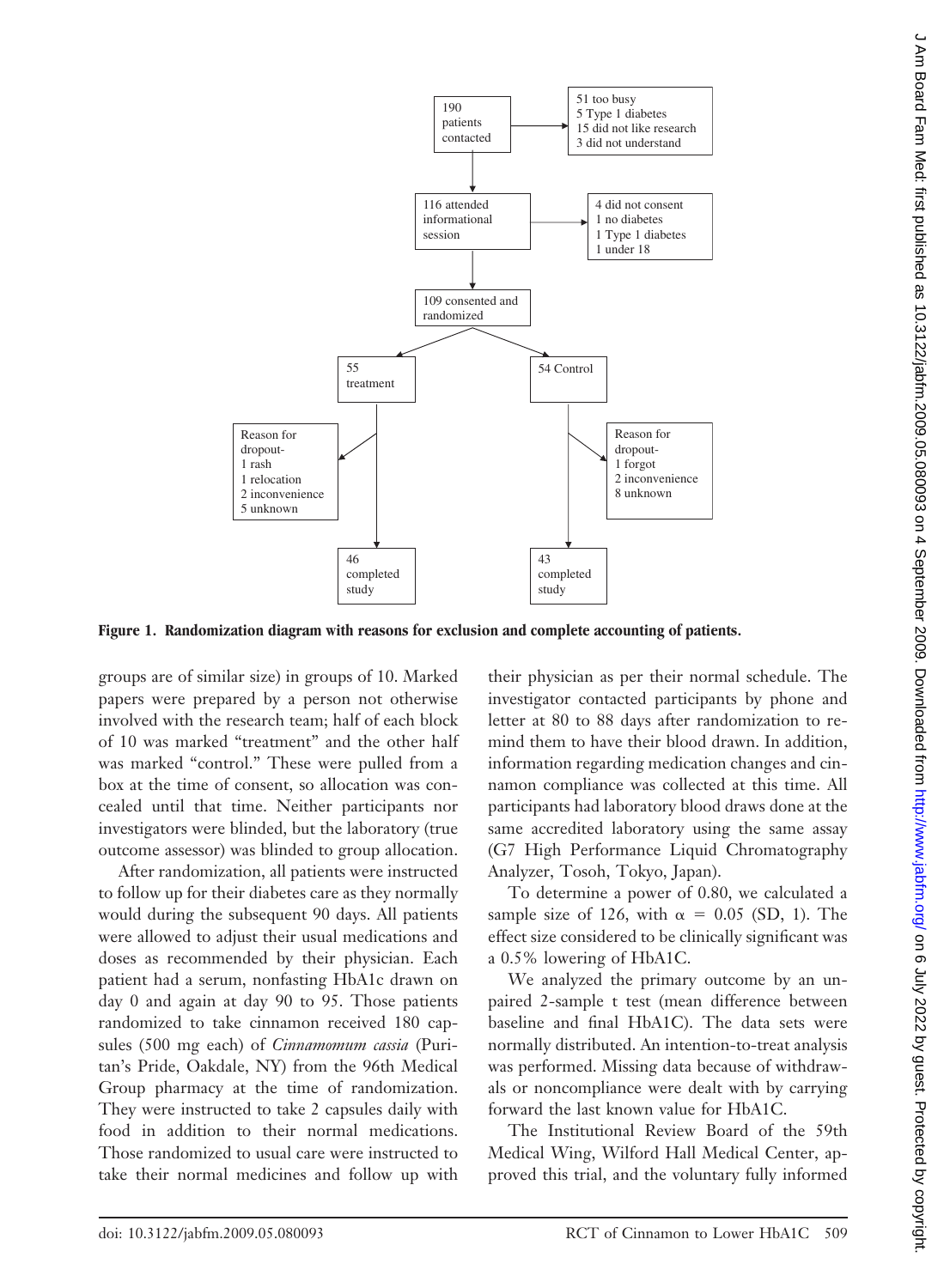190 patients contacted

51 too busy
5 Type 1 diabetes
15 did not like research
3 did not understand

116 attended informational session

4 did not consent
1 no diabetes
1 Type 1 diabetes
1 under 18

109 consented and randomized

55 treatment

54 Control

Reason for dropout-
1 rash
1 relocation
2 inconvenience
5 unknown

Reason for dropout-
1 forgot
2 inconvenience
8 unknown

46 completed study

43 completed study

**Figure 1. Randomization diagram with reasons for exclusion and complete accounting of patients.**

groups are of similar size) in groups of 10. Marked papers were prepared by a person not otherwise involved with the research team; half of each block of 10 was marked "treatment" and the other half was marked "control." These were pulled from a box at the time of consent, so allocation was concealed until that time. Neither participants nor investigators were blinded, but the laboratory (true outcome assessor) was blinded to group allocation.

After randomization, all patients were instructed to follow up for their diabetes care as they normally would during the subsequent 90 days. All patients were allowed to adjust their usual medications and doses as recommended by their physician. Each patient had a serum, nonfasting HbA1c drawn on day 0 and again at day 90 to 95. Those patients randomized to take cinnamon received 180 capsules (500 mg each) of *Cinnamomum cassia* (Puritan's Pride, Oakdale, NY) from the 96th Medical Group pharmacy at the time of randomization. They were instructed to take 2 capsules daily with food in addition to their normal medications. Those randomized to usual care were instructed to take their normal medicines and follow up with their physician as per their normal schedule. The investigator contacted participants by phone and letter at 80 to 88 days after randomization to remind them to have their blood drawn. In addition, information regarding medication changes and cinnamon compliance was collected at this time. All participants had laboratory blood draws done at the same accredited laboratory using the same assay (G7 High Performance Liquid Chromatography Analyzer, Tosoh, Tokyo, Japan).

To determine a power of 0.80, we calculated a sample size of 126, with $\alpha = 0.05$ (SD, 1). The effect size considered to be clinically significant was a 0.5% lowering of HbA1C.

We analyzed the primary outcome by an unpaired 2-sample t test (mean difference between baseline and final HbA1C). The data sets were normally distributed. An intention-to-treat analysis was performed. Missing data because of withdrawals or noncompliance were dealt with by carrying forward the last known value for HbA1C.

The Institutional Review Board of the 59th Medical Wing, Wilford Hall Medical Center, approved this trial, and the voluntary fully informed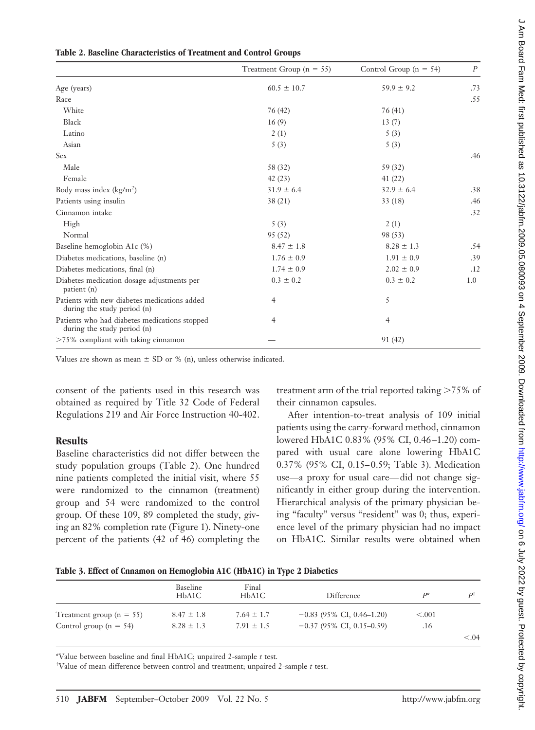**Table 2. Baseline Characteristics of Treatment and Control Groups**

| | Treatment Group (n = 55) | Control Group (n = 54) | *P* |
|---|---|---|---|
| Age (years) | 60.5 ± 10.7 | 59.9 ± 9.2 | .73 |
| Race | | | .55 |
| White | 76 (42) | 76 (41) | |
| Black | 16 (9) | 13 (7) | |
| Latino | 2 (1) | 5 (3) | |
| Asian | 5 (3) | 5 (3) | |
| Sex | | | .46 |
| Male | 58 (32) | 59 (32) | |
| Female | 42 (23) | 41 (22) | |
| Body mass index (kg/m$^2$) | 31.9 ± 6.4 | 32.9 ± 6.4 | .38 |
| Patients using insulin | 38 (21) | 33 (18) | .46 |
| Cinnamon intake | | | .32 |
| High | 5 (3) | 2 (1) | |
| Normal | 95 (52) | 98 (53) | |
| Baseline hemoglobin A1c (%) | 8.47 ± 1.8 | 8.28 ± 1.3 | .54 |
| Diabetes medications, baseline (n) | 1.76 ± 0.9 | 1.91 ± 0.9 | .39 |
| Diabetes medications, final (n) | 1.74 ± 0.9 | 2.02 ± 0.9 | .12 |
| Diabetes medication dosage adjustments per patient (n) | 0.3 ± 0.2 | 0.3 ± 0.2 | 1.0 |
| Patients with new diabetes medications added during the study period (n) | 4 | 5 | |
| Patients who had diabetes medications stopped during the study period (n) | 4 | 4 | |
| >75% compliant with taking cinnamon | — | 91 (42) | |

Values are shown as mean ± SD or % (n), unless otherwise indicated.

consent of the patients used in this research was obtained as required by Title 32 Code of Federal Regulations 219 and Air Force Instruction 40-402.

## Results

Baseline characteristics did not differ between the study population groups (Table 2). One hundred nine patients completed the initial visit, where 55 were randomized to the cinnamon (treatment) group and 54 were randomized to the control group. Of these 109, 89 completed the study, giving an 82% completion rate (Figure 1). Ninety-one percent of the patients (42 of 46) completing the treatment arm of the trial reported taking >75% of their cinnamon capsules.

After intention-to-treat analysis of 109 initial patients using the carry-forward method, cinnamon lowered HbA1C 0.83% (95% CI, 0.46–1.20) compared with usual care alone lowering HbA1C 0.37% (95% CI, 0.15–0.59; Table 3). Medication use—a proxy for usual care—did not change significantly in either group during the intervention. Hierarchical analysis of the primary physician being "faculty" versus "resident" was 0; thus, experience level of the primary physician had no impact on HbA1C. Similar results were obtained when

**Table 3. Effect of Cnnamon on Hemoglobin A1C (HbA1C) in Type 2 Diabetics**

| | Baseline HbA1C | Final HbA1C | Difference | *P*\* | *P*† |
|---|---|---|---|---|---|
| Treatment group (n = 55) | 8.47 ± 1.8 | 7.64 ± 1.7 | −0.83 (95% CI, 0.46–1.20) | <.001 | |
| Control group (n = 54) | 8.28 ± 1.3 | 7.91 ± 1.5 | −0.37 (95% CI, 0.15–0.59) | .16 | |
| | | | | | <.04 |

\*Value between baseline and final HbA1C; unpaired 2-sample *t* test.

†Value of mean difference between control and treatment; unpaired 2-sample *t* test.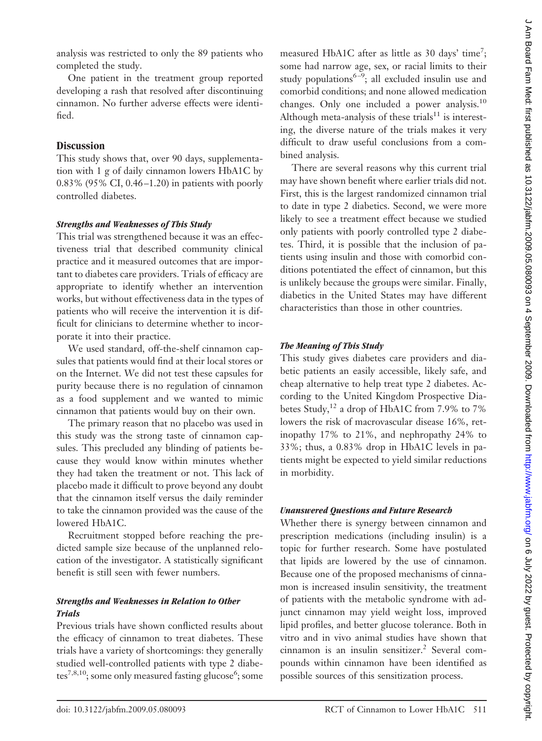analysis was restricted to only the 89 patients who completed the study.

One patient in the treatment group reported developing a rash that resolved after discontinuing cinnamon. No further adverse effects were identified.

## Discussion

This study shows that, over 90 days, supplementation with 1 g of daily cinnamon lowers HbA1C by 0.83% (95% CI, 0.46–1.20) in patients with poorly controlled diabetes.

### *Strengths and Weaknesses of This Study*

This trial was strengthened because it was an effectiveness trial that described community clinical practice and it measured outcomes that are important to diabetes care providers. Trials of efficacy are appropriate to identify whether an intervention works, but without effectiveness data in the types of patients who will receive the intervention it is difficult for clinicians to determine whether to incorporate it into their practice.

We used standard, off-the-shelf cinnamon capsules that patients would find at their local stores or on the Internet. We did not test these capsules for purity because there is no regulation of cinnamon as a food supplement and we wanted to mimic cinnamon that patients would buy on their own.

The primary reason that no placebo was used in this study was the strong taste of cinnamon capsules. This precluded any blinding of patients because they would know within minutes whether they had taken the treatment or not. This lack of placebo made it difficult to prove beyond any doubt that the cinnamon itself versus the daily reminder to take the cinnamon provided was the cause of the lowered HbA1C.

Recruitment stopped before reaching the predicted sample size because of the unplanned relocation of the investigator. A statistically significant benefit is still seen with fewer numbers.

### *Strengths and Weaknesses in Relation to Other Trials*

Previous trials have shown conflicted results about the efficacy of cinnamon to treat diabetes. These trials have a variety of shortcomings: they generally studied well-controlled patients with type 2 diabetes[7,8,10]; some only measured fasting glucose[6]; some measured HbA1C after as little as 30 days' time[7]; some had narrow age, sex, or racial limits to their study populations[6–9]; all excluded insulin use and comorbid conditions; and none allowed medication changes. Only one included a power analysis.[10] Although meta-analysis of these trials[11] is interesting, the diverse nature of the trials makes it very difficult to draw useful conclusions from a combined analysis.

There are several reasons why this current trial may have shown benefit where earlier trials did not. First, this is the largest randomized cinnamon trial to date in type 2 diabetics. Second, we were more likely to see a treatment effect because we studied only patients with poorly controlled type 2 diabetes. Third, it is possible that the inclusion of patients using insulin and those with comorbid conditions potentiated the effect of cinnamon, but this is unlikely because the groups were similar. Finally, diabetics in the United States may have different characteristics than those in other countries.

### *The Meaning of This Study*

This study gives diabetes care providers and diabetic patients an easily accessible, likely safe, and cheap alternative to help treat type 2 diabetes. According to the United Kingdom Prospective Diabetes Study,[12] a drop of HbA1C from 7.9% to 7% lowers the risk of macrovascular disease 16%, retinopathy 17% to 21%, and nephropathy 24% to 33%; thus, a 0.83% drop in HbA1C levels in patients might be expected to yield similar reductions in morbidity.

### *Unanswered Questions and Future Research*

Whether there is synergy between cinnamon and prescription medications (including insulin) is a topic for further research. Some have postulated that lipids are lowered by the use of cinnamon. Because one of the proposed mechanisms of cinnamon is increased insulin sensitivity, the treatment of patients with the metabolic syndrome with adjunct cinnamon may yield weight loss, improved lipid profiles, and better glucose tolerance. Both in vitro and in vivo animal studies have shown that cinnamon is an insulin sensitizer.[2] Several compounds within cinnamon have been identified as possible sources of this sensitization process.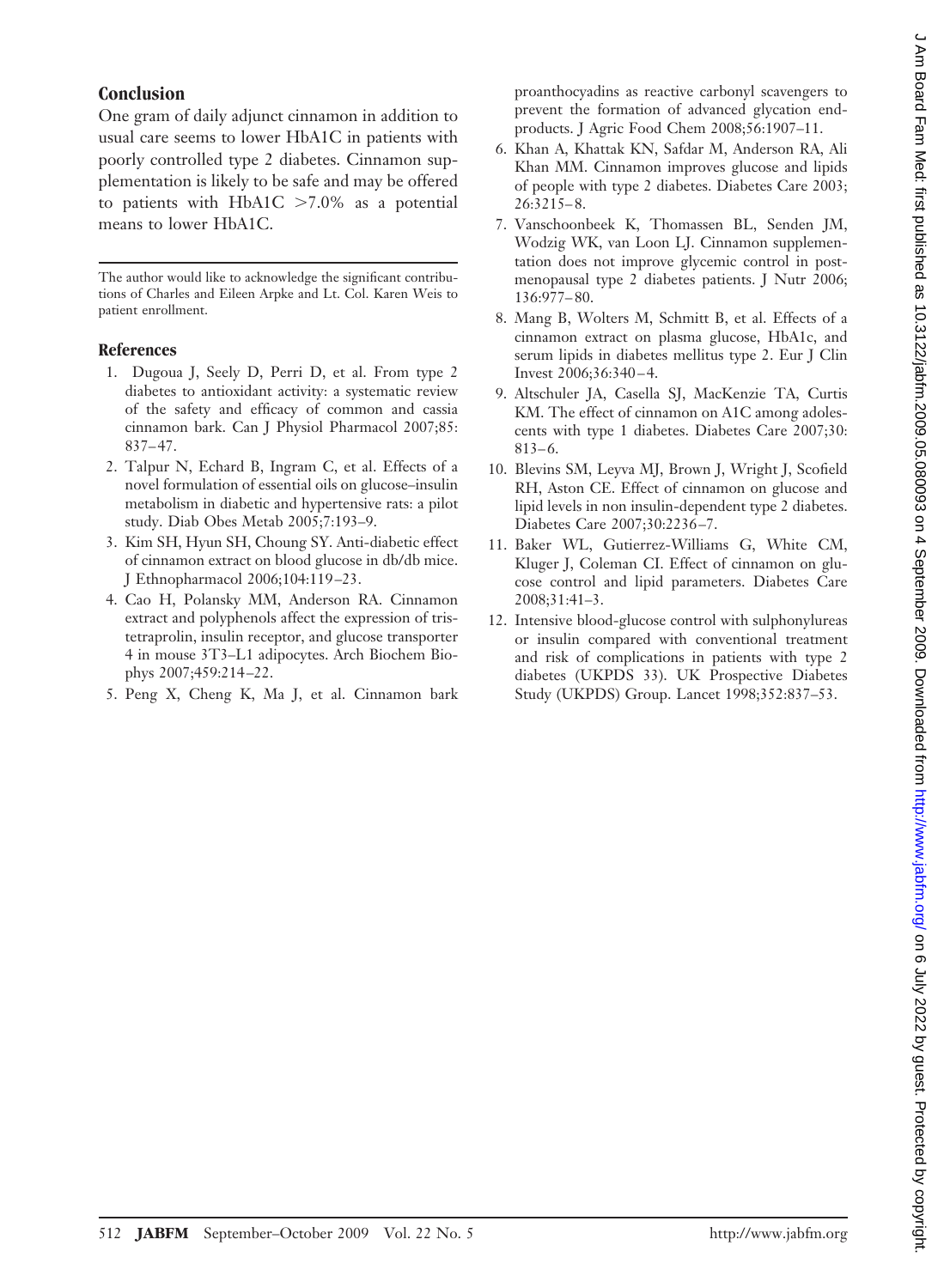## Conclusion

One gram of daily adjunct cinnamon in addition to usual care seems to lower HbA1C in patients with poorly controlled type 2 diabetes. Cinnamon supplementation is likely to be safe and may be offered to patients with HbA1C >7.0% as a potential means to lower HbA1C.

---

The author would like to acknowledge the significant contributions of Charles and Eileen Arpke and Lt. Col. Karen Weis to patient enrollment.

## References

1. Dugoua J, Seely D, Perri D, et al. From type 2 diabetes to antioxidant activity: a systematic review of the safety and efficacy of common and cassia cinnamon bark. Can J Physiol Pharmacol 2007;85: 837–47.
2. Talpur N, Echard B, Ingram C, et al. Effects of a novel formulation of essential oils on glucose–insulin metabolism in diabetic and hypertensive rats: a pilot study. Diab Obes Metab 2005;7:193–9.
3. Kim SH, Hyun SH, Choung SY. Anti-diabetic effect of cinnamon extract on blood glucose in db/db mice. J Ethnopharmacol 2006;104:119–23.
4. Cao H, Polansky MM, Anderson RA. Cinnamon extract and polyphenols affect the expression of tristetraprolin, insulin receptor, and glucose transporter 4 in mouse 3T3–L1 adipocytes. Arch Biochem Biophys 2007;459:214–22.
5. Peng X, Cheng K, Ma J, et al. Cinnamon bark proanthocyadins as reactive carbonyl scavengers to prevent the formation of advanced glycation endproducts. J Agric Food Chem 2008;56:1907–11.
6. Khan A, Khattak KN, Safdar M, Anderson RA, Ali Khan MM. Cinnamon improves glucose and lipids of people with type 2 diabetes. Diabetes Care 2003; 26:3215–8.
7. Vanschoonbeek K, Thomassen BL, Senden JM, Wodzig WK, van Loon LJ. Cinnamon supplementation does not improve glycemic control in postmenopausal type 2 diabetes patients. J Nutr 2006; 136:977–80.
8. Mang B, Wolters M, Schmitt B, et al. Effects of a cinnamon extract on plasma glucose, HbA1c, and serum lipids in diabetes mellitus type 2. Eur J Clin Invest 2006;36:340–4.
9. Altschuler JA, Casella SJ, MacKenzie TA, Curtis KM. The effect of cinnamon on A1C among adolescents with type 1 diabetes. Diabetes Care 2007;30: 813–6.
10. Blevins SM, Leyva MJ, Brown J, Wright J, Scofield RH, Aston CE. Effect of cinnamon on glucose and lipid levels in non insulin-dependent type 2 diabetes. Diabetes Care 2007;30:2236–7.
11. Baker WL, Gutierrez-Williams G, White CM, Kluger J, Coleman CI. Effect of cinnamon on glucose control and lipid parameters. Diabetes Care 2008;31:41–3.
12. Intensive blood-glucose control with sulphonylureas or insulin compared with conventional treatment and risk of complications in patients with type 2 diabetes (UKPDS 33). UK Prospective Diabetes Study (UKPDS) Group. Lancet 1998;352:837–53.